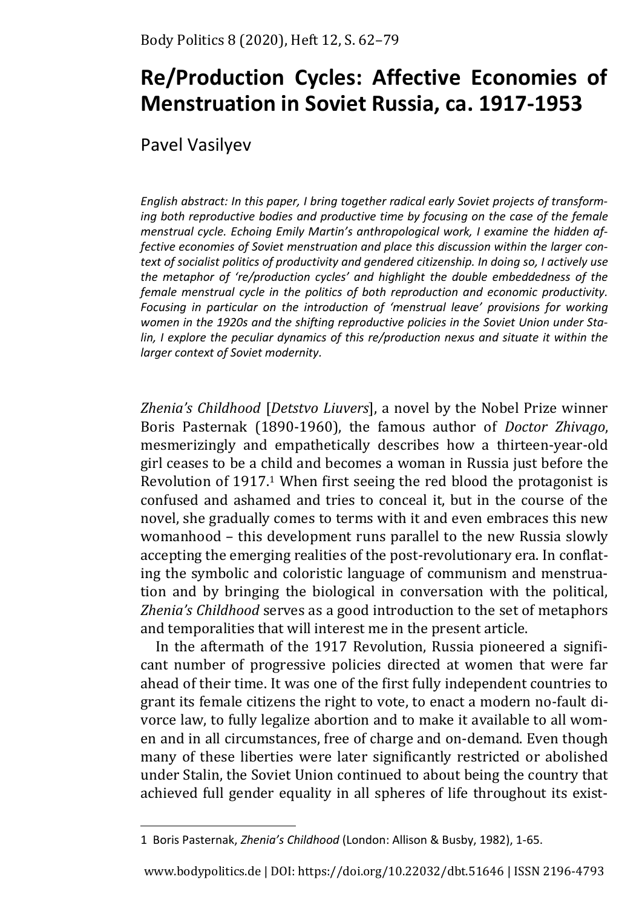# Re/Production Cycles: Affective Economies of Menstruation in Soviet Russia, ca. 1917-1953

Pavel Vasilyev

*English abstract: In this paper, I bring together radical early Soviet projects of transforming both reproductive bodies and productive time by focusing on the case of the female menstrual cycle. Echoing Emily Martin's anthropological work, I examine the hidden affective economies of Soviet menstruation and place this discussion within the larger context of socialist politics of productivity and gendered citizenship. In doing so, I actively use the metaphor of 're/production cycles' and highlight the double embeddedness of the female menstrual cycle in the politics of both reproduction and economic productivity. Focusing in particular on the introduction of 'menstrual leave' provisions for working women in the 1920s and the shifting reproductive policies in the Soviet Union under Stalin, I explore the peculiar dynamics of this re/production nexus and situate it within the larger context of Soviet modernity.*

*Zhenia's Childhood* [*Detstvo Liuvers*], a novel by the Nobel Prize winner Boris Pasternak (1890-1960), the famous author of *Doctor Zhivago*, mesmerizingly and empathetically describes how a thirteen-year-old girl ceases to be a child and becomes a woman in Russia just before the Revolution of 1917.[1] When first seeing the red blood the protagonist is confused and ashamed and tries to conceal it, but in the course of the novel, she gradually comes to terms with it and even embraces this new womanhood – this development runs parallel to the new Russia slowly accepting the emerging realities of the post-revolutionary era. In conflating the symbolic and coloristic language of communism and menstruation and by bringing the biological in conversation with the political, *Zhenia's Childhood* serves as a good introduction to the set of metaphors and temporalities that will interest me in the present article.

In the aftermath of the 1917 Revolution, Russia pioneered a significant number of progressive policies directed at women that were far ahead of their time. It was one of the first fully independent countries to grant its female citizens the right to vote, to enact a modern no-fault divorce law, to fully legalize abortion and to make it available to all women and in all circumstances, free of charge and on-demand. Even though many of these liberties were later significantly restricted or abolished under Stalin, the Soviet Union continued to about being the country that achieved full gender equality in all spheres of life throughout its exist-

1 Boris Pasternak, *Zhenia's Childhood* (London: Allison & Busby, 1982), 1-65.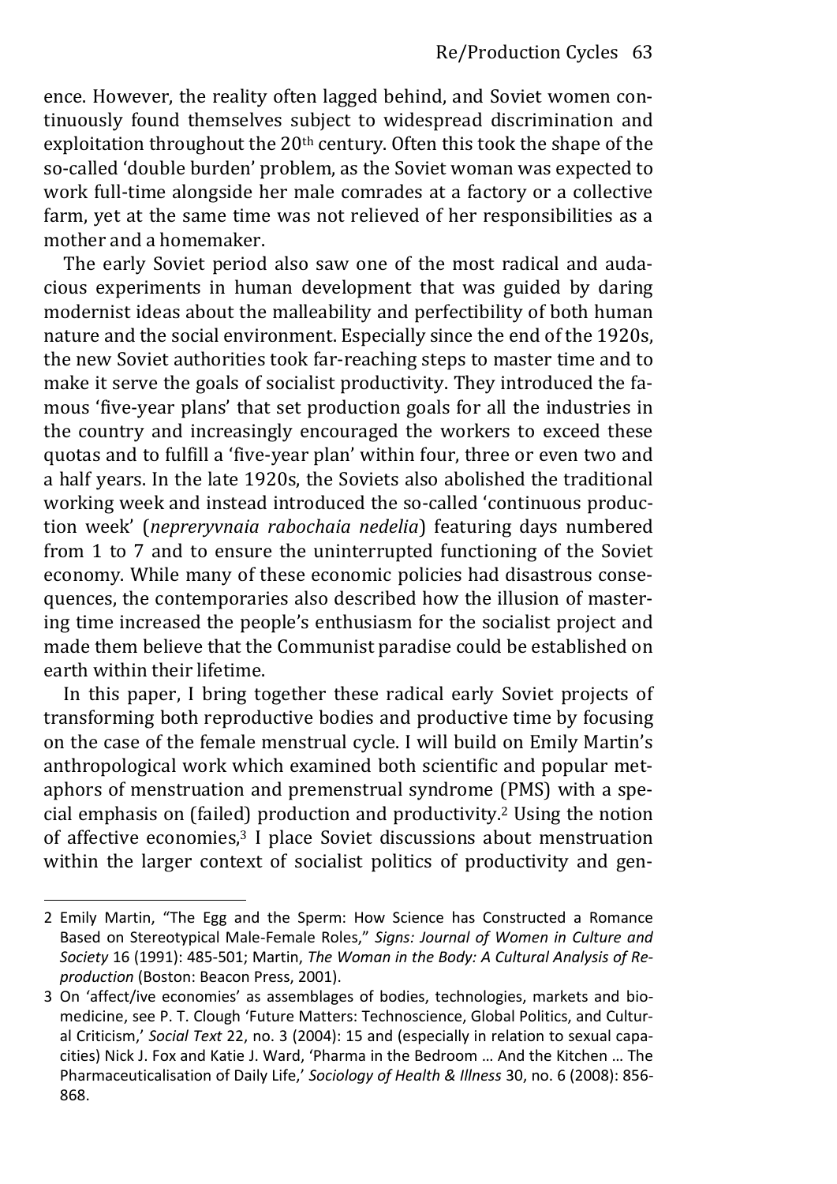ence. However, the reality often lagged behind, and Soviet women continuously found themselves subject to widespread discrimination and exploitation throughout the 20th century. Often this took the shape of the so-called 'double burden' problem, as the Soviet woman was expected to work full-time alongside her male comrades at a factory or a collective farm, yet at the same time was not relieved of her responsibilities as a mother and a homemaker.

The early Soviet period also saw one of the most radical and audacious experiments in human development that was guided by daring modernist ideas about the malleability and perfectibility of both human nature and the social environment. Especially since the end of the 1920s, the new Soviet authorities took far-reaching steps to master time and to make it serve the goals of socialist productivity. They introduced the famous 'five-year plans' that set production goals for all the industries in the country and increasingly encouraged the workers to exceed these quotas and to fulfill a 'five-year plan' within four, three or even two and a half years. In the late 1920s, the Soviets also abolished the traditional working week and instead introduced the so-called 'continuous production week' (*nepreryvnaia rabochaia nedelia*) featuring days numbered from 1 to 7 and to ensure the uninterrupted functioning of the Soviet economy. While many of these economic policies had disastrous consequences, the contemporaries also described how the illusion of mastering time increased the people's enthusiasm for the socialist project and made them believe that the Communist paradise could be established on earth within their lifetime.

In this paper, I bring together these radical early Soviet projects of transforming both reproductive bodies and productive time by focusing on the case of the female menstrual cycle. I will build on Emily Martin's anthropological work which examined both scientific and popular metaphors of menstruation and premenstrual syndrome (PMS) with a special emphasis on (failed) production and productivity.[2] Using the notion of affective economies,[3] I place Soviet discussions about menstruation within the larger context of socialist politics of productivity and gen-

---

2 Emily Martin, "The Egg and the Sperm: How Science has Constructed a Romance Based on Stereotypical Male-Female Roles," *Signs: Journal of Women in Culture and Society* 16 (1991): 485-501; Martin, *The Woman in the Body: A Cultural Analysis of Reproduction* (Boston: Beacon Press, 2001).

3 On 'affect/ive economies' as assemblages of bodies, technologies, markets and biomedicine, see P. T. Clough 'Future Matters: Technoscience, Global Politics, and Cultural Criticism,' *Social Text* 22, no. 3 (2004): 15 and (especially in relation to sexual capacities) Nick J. Fox and Katie J. Ward, 'Pharma in the Bedroom … And the Kitchen … The Pharmaceuticalisation of Daily Life,' *Sociology of Health & Illness* 30, no. 6 (2008): 856-868.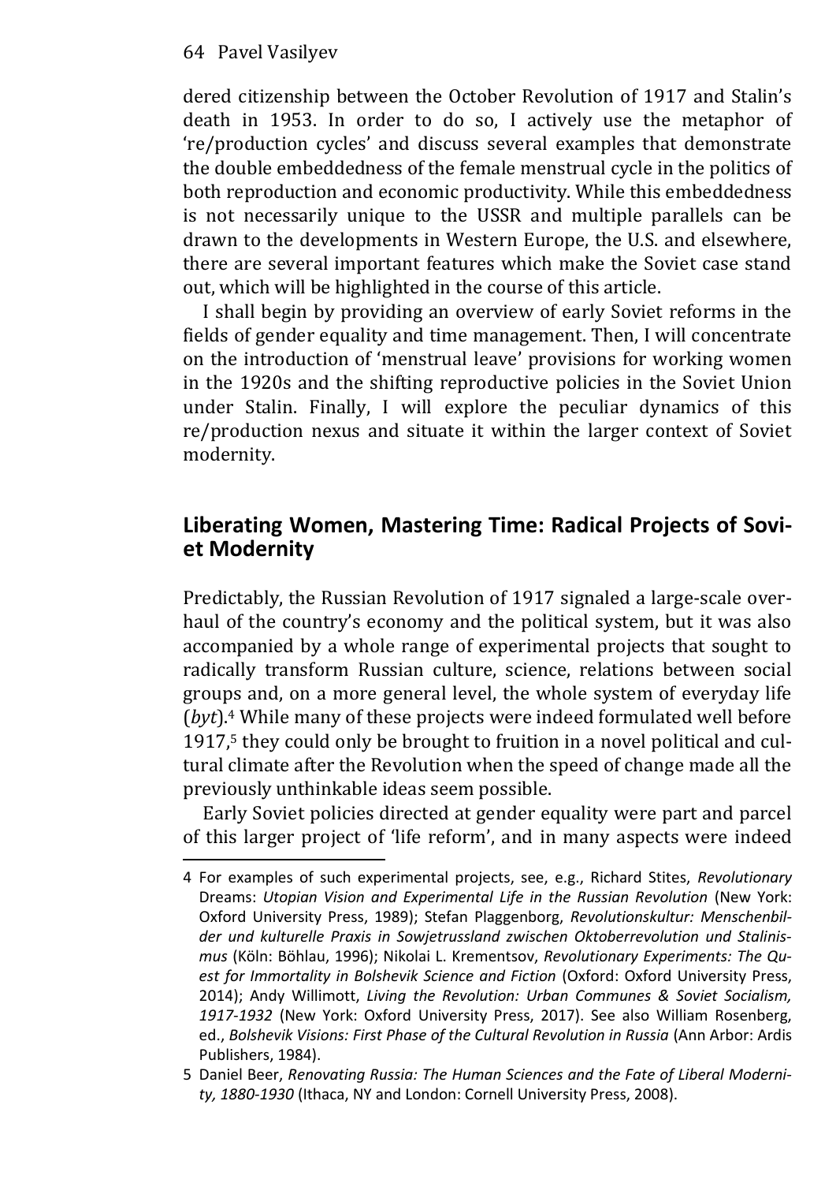dered citizenship between the October Revolution of 1917 and Stalin's death in 1953. In order to do so, I actively use the metaphor of 're/production cycles' and discuss several examples that demonstrate the double embeddedness of the female menstrual cycle in the politics of both reproduction and economic productivity. While this embeddedness is not necessarily unique to the USSR and multiple parallels can be drawn to the developments in Western Europe, the U.S. and elsewhere, there are several important features which make the Soviet case stand out, which will be highlighted in the course of this article.

I shall begin by providing an overview of early Soviet reforms in the fields of gender equality and time management. Then, I will concentrate on the introduction of 'menstrual leave' provisions for working women in the 1920s and the shifting reproductive policies in the Soviet Union under Stalin. Finally, I will explore the peculiar dynamics of this re/production nexus and situate it within the larger context of Soviet modernity.

## Liberating Women, Mastering Time: Radical Projects of Soviet Modernity

Predictably, the Russian Revolution of 1917 signaled a large-scale overhaul of the country's economy and the political system, but it was also accompanied by a whole range of experimental projects that sought to radically transform Russian culture, science, relations between social groups and, on a more general level, the whole system of everyday life (*byt*).[4] While many of these projects were indeed formulated well before 1917,[5] they could only be brought to fruition in a novel political and cultural climate after the Revolution when the speed of change made all the previously unthinkable ideas seem possible.

Early Soviet policies directed at gender equality were part and parcel of this larger project of 'life reform', and in many aspects were indeed

---

4 For examples of such experimental projects, see, e.g., Richard Stites, *Revolutionary* Dreams: *Utopian Vision and Experimental Life in the Russian Revolution* (New York: Oxford University Press, 1989); Stefan Plaggenborg, *Revolutionskultur: Menschenbilder und kulturelle Praxis in Sowjetrussland zwischen Oktoberrevolution und Stalinismus* (Köln: Böhlau, 1996); Nikolai L. Krementsov, *Revolutionary Experiments: The Quest for Immortality in Bolshevik Science and Fiction* (Oxford: Oxford University Press, 2014); Andy Willimott, *Living the Revolution: Urban Communes & Soviet Socialism, 1917-1932* (New York: Oxford University Press, 2017). See also William Rosenberg, ed., *Bolshevik Visions: First Phase of the Cultural Revolution in Russia* (Ann Arbor: Ardis Publishers, 1984).

5 Daniel Beer, *Renovating Russia: The Human Sciences and the Fate of Liberal Modernity, 1880-1930* (Ithaca, NY and London: Cornell University Press, 2008).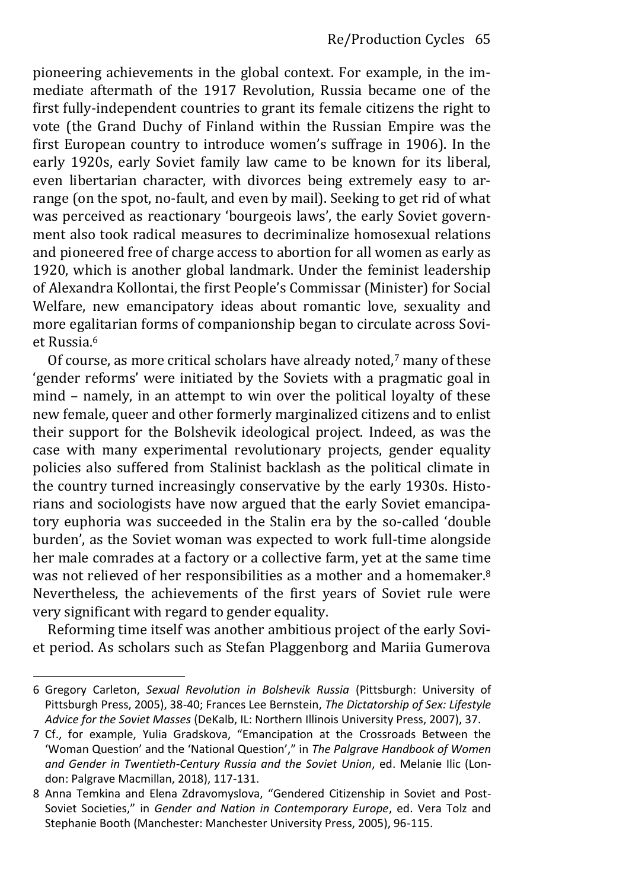pioneering achievements in the global context. For example, in the immediate aftermath of the 1917 Revolution, Russia became one of the first fully-independent countries to grant its female citizens the right to vote (the Grand Duchy of Finland within the Russian Empire was the first European country to introduce women's suffrage in 1906). In the early 1920s, early Soviet family law came to be known for its liberal, even libertarian character, with divorces being extremely easy to arrange (on the spot, no-fault, and even by mail). Seeking to get rid of what was perceived as reactionary 'bourgeois laws', the early Soviet government also took radical measures to decriminalize homosexual relations and pioneered free of charge access to abortion for all women as early as 1920, which is another global landmark. Under the feminist leadership of Alexandra Kollontai, the first People's Commissar (Minister) for Social Welfare, new emancipatory ideas about romantic love, sexuality and more egalitarian forms of companionship began to circulate across Soviet Russia.[6]

Of course, as more critical scholars have already noted,[7] many of these 'gender reforms' were initiated by the Soviets with a pragmatic goal in mind – namely, in an attempt to win over the political loyalty of these new female, queer and other formerly marginalized citizens and to enlist their support for the Bolshevik ideological project. Indeed, as was the case with many experimental revolutionary projects, gender equality policies also suffered from Stalinist backlash as the political climate in the country turned increasingly conservative by the early 1930s. Historians and sociologists have now argued that the early Soviet emancipatory euphoria was succeeded in the Stalin era by the so-called 'double burden', as the Soviet woman was expected to work full-time alongside her male comrades at a factory or a collective farm, yet at the same time was not relieved of her responsibilities as a mother and a homemaker.[8] Nevertheless, the achievements of the first years of Soviet rule were very significant with regard to gender equality.

Reforming time itself was another ambitious project of the early Soviet period. As scholars such as Stefan Plaggenborg and Mariia Gumerova

---

6 Gregory Carleton, *Sexual Revolution in Bolshevik Russia* (Pittsburgh: University of Pittsburgh Press, 2005), 38-40; Frances Lee Bernstein, *The Dictatorship of Sex: Lifestyle Advice for the Soviet Masses* (DeKalb, IL: Northern Illinois University Press, 2007), 37.

7 Cf., for example, Yulia Gradskova, "Emancipation at the Crossroads Between the 'Woman Question' and the 'National Question'," in *The Palgrave Handbook of Women and Gender in Twentieth-Century Russia and the Soviet Union*, ed. Melanie Ilic (London: Palgrave Macmillan, 2018), 117-131.

8 Anna Temkina and Elena Zdravomyslova, "Gendered Citizenship in Soviet and Post-Soviet Societies," in *Gender and Nation in Contemporary Europe*, ed. Vera Tolz and Stephanie Booth (Manchester: Manchester University Press, 2005), 96-115.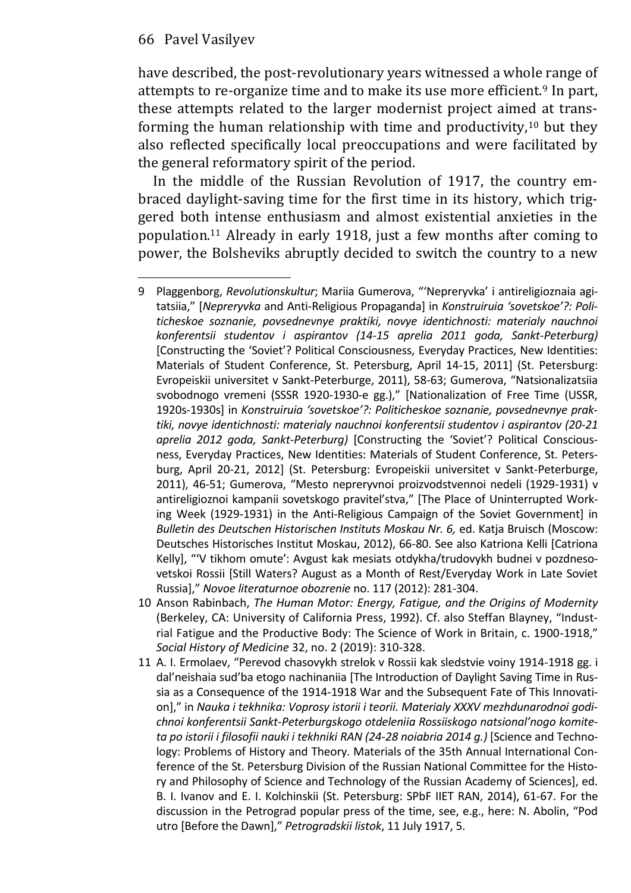have described, the post-revolutionary years witnessed a whole range of attempts to re-organize time and to make its use more efficient.[9] In part, these attempts related to the larger modernist project aimed at transforming the human relationship with time and productivity,[10] but they also reflected specifically local preoccupations and were facilitated by the general reformatory spirit of the period.

In the middle of the Russian Revolution of 1917, the country embraced daylight-saving time for the first time in its history, which triggered both intense enthusiasm and almost existential anxieties in the population.[11] Already in early 1918, just a few months after coming to power, the Bolsheviks abruptly decided to switch the country to a new

---

9 Plaggenborg, *Revolutionskultur*; Mariia Gumerova, "'Nepreryvka' i antireligioznaia agitatsiia," [*Nepreryvka* and Anti-Religious Propaganda] in *Konstruiruia 'sovetskoe'?: Politicheskoe soznanie, povsednevnye praktiki, novye identichnosti: materialy nauchnoi konferentsii studentov i aspirantov (14-15 aprelia 2011 goda, Sankt-Peterburg)* [Constructing the 'Soviet'? Political Consciousness, Everyday Practices, New Identities: Materials of Student Conference, St. Petersburg, April 14-15, 2011] (St. Petersburg: Evropeiskii universitet v Sankt-Peterburge, 2011), 58-63; Gumerova, "Natsionalizatsiia svobodnogo vremeni (SSSR 1920-1930-e gg.)," [Nationalization of Free Time (USSR, 1920s-1930s] in *Konstruiruia 'sovetskoe'?: Politicheskoe soznanie, povsednevnye praktiki, novye identichnosti: materialy nauchnoi konferentsii studentov i aspirantov (20-21 aprelia 2012 goda, Sankt-Peterburg)* [Constructing the 'Soviet'? Political Consciousness, Everyday Practices, New Identities: Materials of Student Conference, St. Petersburg, April 20-21, 2012] (St. Petersburg: Evropeiskii universitet v Sankt-Peterburge, 2011), 46-51; Gumerova, "Mesto nepreryvnoi proizvodstvennoi nedeli (1929-1931) v antireligioznoi kampanii sovetskogo pravitel'stva," [The Place of Uninterrupted Working Week (1929-1931) in the Anti-Religious Campaign of the Soviet Government] in *Bulletin des Deutschen Historischen Instituts Moskau Nr. 6,* ed. Katja Bruisch (Moscow: Deutsches Historisches Institut Moskau, 2012), 66-80. See also Katriona Kelli [Catriona Kelly], "'V tikhom omute': Avgust kak mesiats otdykha/trudovykh budnei v pozdnesovetskoi Rossii [Still Waters? August as a Month of Rest/Everyday Work in Late Soviet Russia]," *Novoe literaturnoe obozrenie* no. 117 (2012): 281-304.

10 Anson Rabinbach, *The Human Motor: Energy, Fatigue, and the Origins of Modernity* (Berkeley, CA: University of California Press, 1992). Cf. also Steffan Blayney, "Industrial Fatigue and the Productive Body: The Science of Work in Britain, c. 1900-1918," *Social History of Medicine* 32, no. 2 (2019): 310-328.

11 A. I. Ermolaev, "Perevod chasovykh strelok v Rossii kak sledstvie voiny 1914-1918 gg. i dal'neishaia sud'ba etogo nachinaniia [The Introduction of Daylight Saving Time in Russia as a Consequence of the 1914-1918 War and the Subsequent Fate of This Innovation]," in *Nauka i tekhnika: Voprosy istorii i teorii. Materialy XXXV mezhdunarodnoi godichnoi konferentsii Sankt-Peterburgskogo otdeleniia Rossiiskogo natsional'nogo komiteta po istorii i filosofii nauki i tekhniki RAN (24-28 noiabria 2014 g.)* [Science and Technology: Problems of History and Theory. Materials of the 35th Annual International Conference of the St. Petersburg Division of the Russian National Committee for the History and Philosophy of Science and Technology of the Russian Academy of Sciences], ed. B. I. Ivanov and E. I. Kolchinskii (St. Petersburg: SPbF IIET RAN, 2014), 61-67. For the discussion in the Petrograd popular press of the time, see, e.g., here: N. Abolin, "Pod utro [Before the Dawn]," *Petrogradskii listok*, 11 July 1917, 5.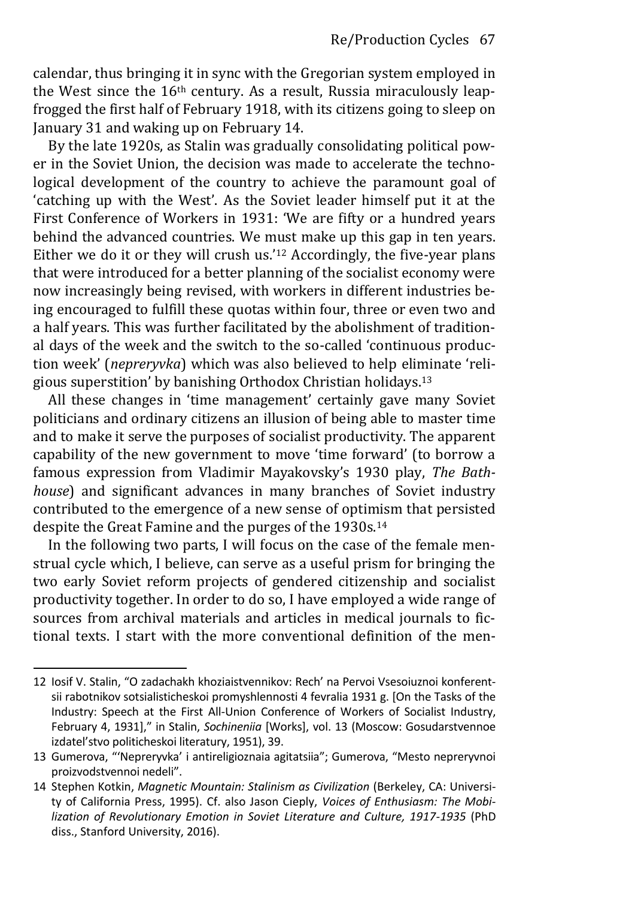calendar, thus bringing it in sync with the Gregorian system employed in the West since the 16th century. As a result, Russia miraculously leapfrogged the first half of February 1918, with its citizens going to sleep on January 31 and waking up on February 14.

By the late 1920s, as Stalin was gradually consolidating political power in the Soviet Union, the decision was made to accelerate the technological development of the country to achieve the paramount goal of 'catching up with the West'. As the Soviet leader himself put it at the First Conference of Workers in 1931: 'We are fifty or a hundred years behind the advanced countries. We must make up this gap in ten years. Either we do it or they will crush us.'[12] Accordingly, the five-year plans that were introduced for a better planning of the socialist economy were now increasingly being revised, with workers in different industries being encouraged to fulfill these quotas within four, three or even two and a half years. This was further facilitated by the abolishment of traditional days of the week and the switch to the so-called 'continuous production week' (*nepreryvka*) which was also believed to help eliminate 'religious superstition' by banishing Orthodox Christian holidays.[13]

All these changes in 'time management' certainly gave many Soviet politicians and ordinary citizens an illusion of being able to master time and to make it serve the purposes of socialist productivity. The apparent capability of the new government to move 'time forward' (to borrow a famous expression from Vladimir Mayakovsky's 1930 play, *The Bathhouse*) and significant advances in many branches of Soviet industry contributed to the emergence of a new sense of optimism that persisted despite the Great Famine and the purges of the 1930s.[14]

In the following two parts, I will focus on the case of the female menstrual cycle which, I believe, can serve as a useful prism for bringing the two early Soviet reform projects of gendered citizenship and socialist productivity together. In order to do so, I have employed a wide range of sources from archival materials and articles in medical journals to fictional texts. I start with the more conventional definition of the men-

12 Iosif V. Stalin, "O zadachakh khoziaistvennikov: Rech' na Pervoi Vsesoiuznoi konferentsii rabotnikov sotsialisticheskoi promyshlennosti 4 fevralia 1931 g. [On the Tasks of the Industry: Speech at the First All-Union Conference of Workers of Socialist Industry, February 4, 1931]," in Stalin, *Sochineniia* [Works], vol. 13 (Moscow: Gosudarstvennoe izdatel'stvo politicheskoi literatury, 1951), 39.

13 Gumerova, "'Nepreryvka' i antireligioznaia agitatsiia"; Gumerova, "Mesto nepreryvnoi proizvodstvennoi nedeli".

14 Stephen Kotkin, *Magnetic Mountain: Stalinism as Civilization* (Berkeley, CA: University of California Press, 1995). Cf. also Jason Cieply, *Voices of Enthusiasm: The Mobilization of Revolutionary Emotion in Soviet Literature and Culture, 1917-1935* (PhD diss., Stanford University, 2016).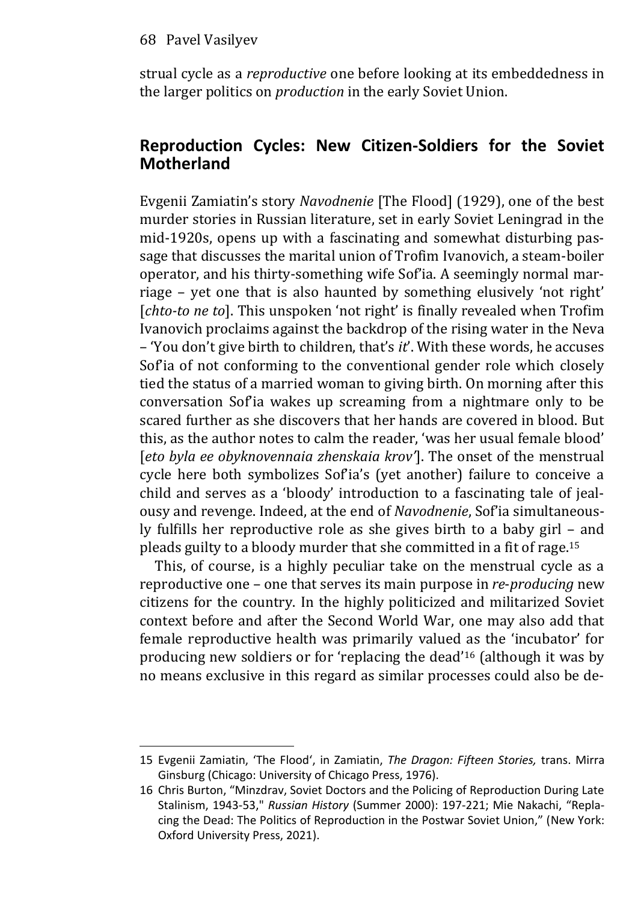strual cycle as a *reproductive* one before looking at its embeddedness in the larger politics on *production* in the early Soviet Union.

## Reproduction Cycles: New Citizen-Soldiers for the Soviet Motherland

Evgenii Zamiatin's story *Navodnenie* [The Flood] (1929), one of the best murder stories in Russian literature, set in early Soviet Leningrad in the mid-1920s, opens up with a fascinating and somewhat disturbing passage that discusses the marital union of Trofim Ivanovich, a steam-boiler operator, and his thirty-something wife Sof'ia. A seemingly normal marriage – yet one that is also haunted by something elusively 'not right' [*chto-to ne to*]. This unspoken 'not right' is finally revealed when Trofim Ivanovich proclaims against the backdrop of the rising water in the Neva – 'You don't give birth to children, that's *it*'. With these words, he accuses Sof'ia of not conforming to the conventional gender role which closely tied the status of a married woman to giving birth. On morning after this conversation Sof'ia wakes up screaming from a nightmare only to be scared further as she discovers that her hands are covered in blood. But this, as the author notes to calm the reader, 'was her usual female blood' [*eto byla ee obyknovennaia zhenskaia krov'*]. The onset of the menstrual cycle here both symbolizes Sof'ia's (yet another) failure to conceive a child and serves as a 'bloody' introduction to a fascinating tale of jealousy and revenge. Indeed, at the end of *Navodnenie*, Sof'ia simultaneously fulfills her reproductive role as she gives birth to a baby girl – and pleads guilty to a bloody murder that she committed in a fit of rage.[15]

This, of course, is a highly peculiar take on the menstrual cycle as a reproductive one – one that serves its main purpose in *re-producing* new citizens for the country. In the highly politicized and militarized Soviet context before and after the Second World War, one may also add that female reproductive health was primarily valued as the 'incubator' for producing new soldiers or for 'replacing the dead'[16] (although it was by no means exclusive in this regard as similar processes could also be de-

---

15 Evgenii Zamiatin, 'The Flood', in Zamiatin, *The Dragon: Fifteen Stories,* trans. Mirra Ginsburg (Chicago: University of Chicago Press, 1976).

16 Chris Burton, "Minzdrav, Soviet Doctors and the Policing of Reproduction During Late Stalinism, 1943-53," *Russian History* (Summer 2000): 197-221; Mie Nakachi, "Replacing the Dead: The Politics of Reproduction in the Postwar Soviet Union," (New York: Oxford University Press, 2021).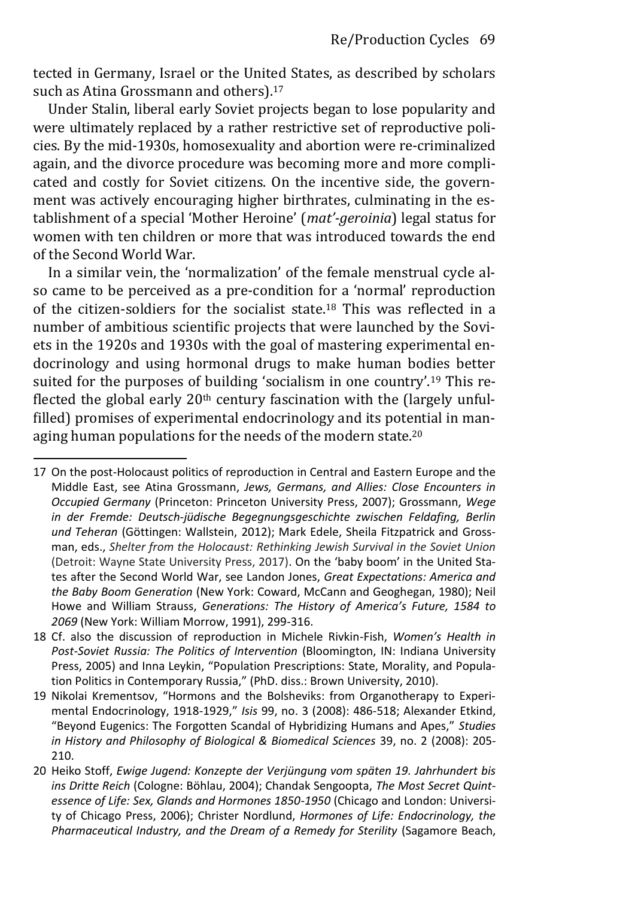tected in Germany, Israel or the United States, as described by scholars such as Atina Grossmann and others).[17]

Under Stalin, liberal early Soviet projects began to lose popularity and were ultimately replaced by a rather restrictive set of reproductive policies. By the mid-1930s, homosexuality and abortion were re-criminalized again, and the divorce procedure was becoming more and more complicated and costly for Soviet citizens. On the incentive side, the government was actively encouraging higher birthrates, culminating in the establishment of a special 'Mother Heroine' (*mat'-geroinia*) legal status for women with ten children or more that was introduced towards the end of the Second World War.

In a similar vein, the 'normalization' of the female menstrual cycle also came to be perceived as a pre-condition for a 'normal' reproduction of the citizen-soldiers for the socialist state.[18] This was reflected in a number of ambitious scientific projects that were launched by the Soviets in the 1920s and 1930s with the goal of mastering experimental endocrinology and using hormonal drugs to make human bodies better suited for the purposes of building 'socialism in one country'.[19] This reflected the global early 20th century fascination with the (largely unfulfilled) promises of experimental endocrinology and its potential in managing human populations for the needs of the modern state.[20]

---

17 On the post-Holocaust politics of reproduction in Central and Eastern Europe and the Middle East, see Atina Grossmann, *Jews, Germans, and Allies: Close Encounters in Occupied Germany* (Princeton: Princeton University Press, 2007); Grossmann, *Wege in der Fremde: Deutsch-jüdische Begegnungsgeschichte zwischen Feldafing, Berlin und Teheran* (Göttingen: Wallstein, 2012); Mark Edele, Sheila Fitzpatrick and Grossman, eds., *Shelter from the Holocaust: Rethinking Jewish Survival in the Soviet Union* (Detroit: Wayne State University Press, 2017). On the 'baby boom' in the United States after the Second World War, see Landon Jones, *Great Expectations: America and the Baby Boom Generation* (New York: Coward, McCann and Geoghegan, 1980); Neil Howe and William Strauss, *Generations: The History of America's Future, 1584 to 2069* (New York: William Morrow, 1991), 299-316.

18 Cf. also the discussion of reproduction in Michele Rivkin-Fish, *Women's Health in Post-Soviet Russia: The Politics of Intervention* (Bloomington, IN: Indiana University Press, 2005) and Inna Leykin, "Population Prescriptions: State, Morality, and Population Politics in Contemporary Russia," (PhD. diss.: Brown University, 2010).

19 Nikolai Krementsov, "Hormons and the Bolsheviks: from Organotherapy to Experimental Endocrinology, 1918-1929," *Isis* 99, no. 3 (2008): 486-518; Alexander Etkind, "Beyond Eugenics: The Forgotten Scandal of Hybridizing Humans and Apes," *Studies in History and Philosophy of Biological & Biomedical Sciences* 39, no. 2 (2008): 205-210.

20 Heiko Stoff, *Ewige Jugend: Konzepte der Verjüngung vom späten 19. Jahrhundert bis ins Dritte Reich* (Cologne: Böhlau, 2004); Chandak Sengoopta, *The Most Secret Quintessence of Life: Sex, Glands and Hormones 1850-1950* (Chicago and London: University of Chicago Press, 2006); Christer Nordlund, *Hormones of Life: Endocrinology, the Pharmaceutical Industry, and the Dream of a Remedy for Sterility* (Sagamore Beach,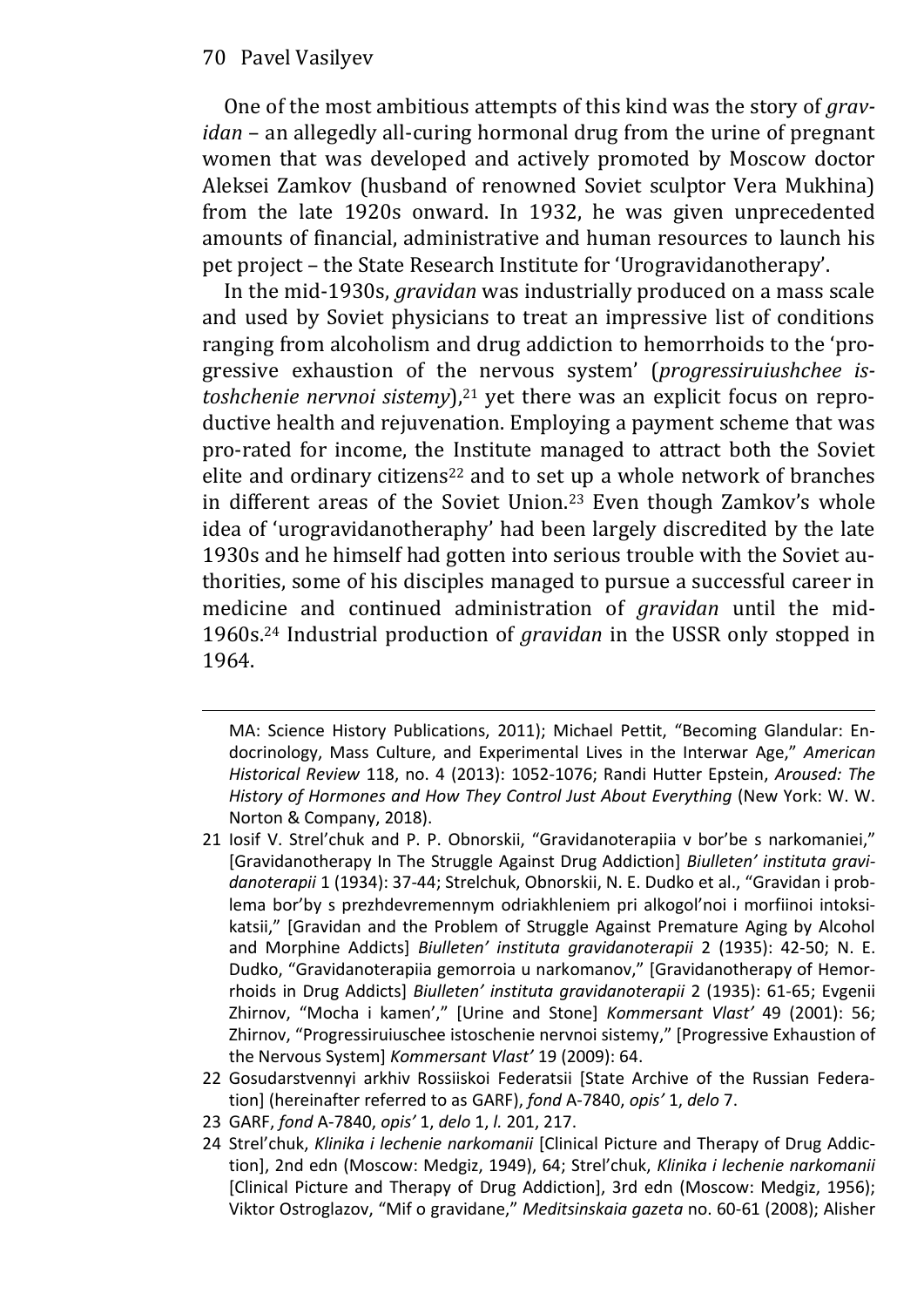One of the most ambitious attempts of this kind was the story of *gravidan* – an allegedly all-curing hormonal drug from the urine of pregnant women that was developed and actively promoted by Moscow doctor Aleksei Zamkov (husband of renowned Soviet sculptor Vera Mukhina) from the late 1920s onward. In 1932, he was given unprecedented amounts of financial, administrative and human resources to launch his pet project – the State Research Institute for 'Urogravidanotherapy'.

In the mid-1930s, *gravidan* was industrially produced on a mass scale and used by Soviet physicians to treat an impressive list of conditions ranging from alcoholism and drug addiction to hemorrhoids to the 'progressive exhaustion of the nervous system' (*progressiruiushchee istoshchenie nervnoi sistemy*),[21] yet there was an explicit focus on reproductive health and rejuvenation. Employing a payment scheme that was pro-rated for income, the Institute managed to attract both the Soviet elite and ordinary citizens[22] and to set up a whole network of branches in different areas of the Soviet Union.[23] Even though Zamkov's whole idea of 'urogravidanotheraphy' had been largely discredited by the late 1930s and he himself had gotten into serious trouble with the Soviet authorities, some of his disciples managed to pursue a successful career in medicine and continued administration of *gravidan* until the mid-1960s.[24] Industrial production of *gravidan* in the USSR only stopped in 1964.

---

MA: Science History Publications, 2011); Michael Pettit, "Becoming Glandular: Endocrinology, Mass Culture, and Experimental Lives in the Interwar Age," *American Historical Review* 118, no. 4 (2013): 1052-1076; Randi Hutter Epstein, *Aroused: The History of Hormones and How They Control Just About Everything* (New York: W. W. Norton & Company, 2018).

21 Iosif V. Strel'chuk and P. P. Obnorskii, "Gravidanoterapiia v bor'be s narkomaniei," [Gravidanotherapy In The Struggle Against Drug Addiction] *Biulleten' instituta gravidanoterapii* 1 (1934): 37-44; Strelchuk, Obnorskii, N. E. Dudko et al., "Gravidan i problema bor'by s prezhdevremennym odriakhleniem pri alkogol'noi i morfiinoi intoksikatsii," [Gravidan and the Problem of Struggle Against Premature Aging by Alcohol and Morphine Addicts] *Biulleten' instituta gravidanoterapii* 2 (1935): 42-50; N. E. Dudko, "Gravidanoterapiia gemorroia u narkomanov," [Gravidanotherapy of Hemorrhoids in Drug Addicts] *Biulleten' instituta gravidanoterapii* 2 (1935): 61-65; Evgenii Zhirnov, "Mocha i kamen'," [Urine and Stone] *Kommersant Vlast'* 49 (2001): 56; Zhirnov, "Progressiruiuschee istoschenie nervnoi sistemy," [Progressive Exhaustion of the Nervous System] *Kommersant Vlast'* 19 (2009): 64.

22 Gosudarstvennyi arkhiv Rossiiskoi Federatsii [State Archive of the Russian Federation] (hereinafter referred to as GARF), *fond* A-7840, *opis'* 1, *delo* 7.

23 GARF, *fond* A-7840, *opis'* 1, *delo* 1, *l.* 201, 217.

24 Strel'chuk, *Klinika i lechenie narkomanii* [Clinical Picture and Therapy of Drug Addiction], 2nd edn (Moscow: Medgiz, 1949), 64; Strel'chuk, *Klinika i lechenie narkomanii* [Clinical Picture and Therapy of Drug Addiction], 3rd edn (Moscow: Medgiz, 1956); Viktor Ostroglazov, "Mif o gravidane," *Meditsinskaia gazeta* no. 60-61 (2008); Alisher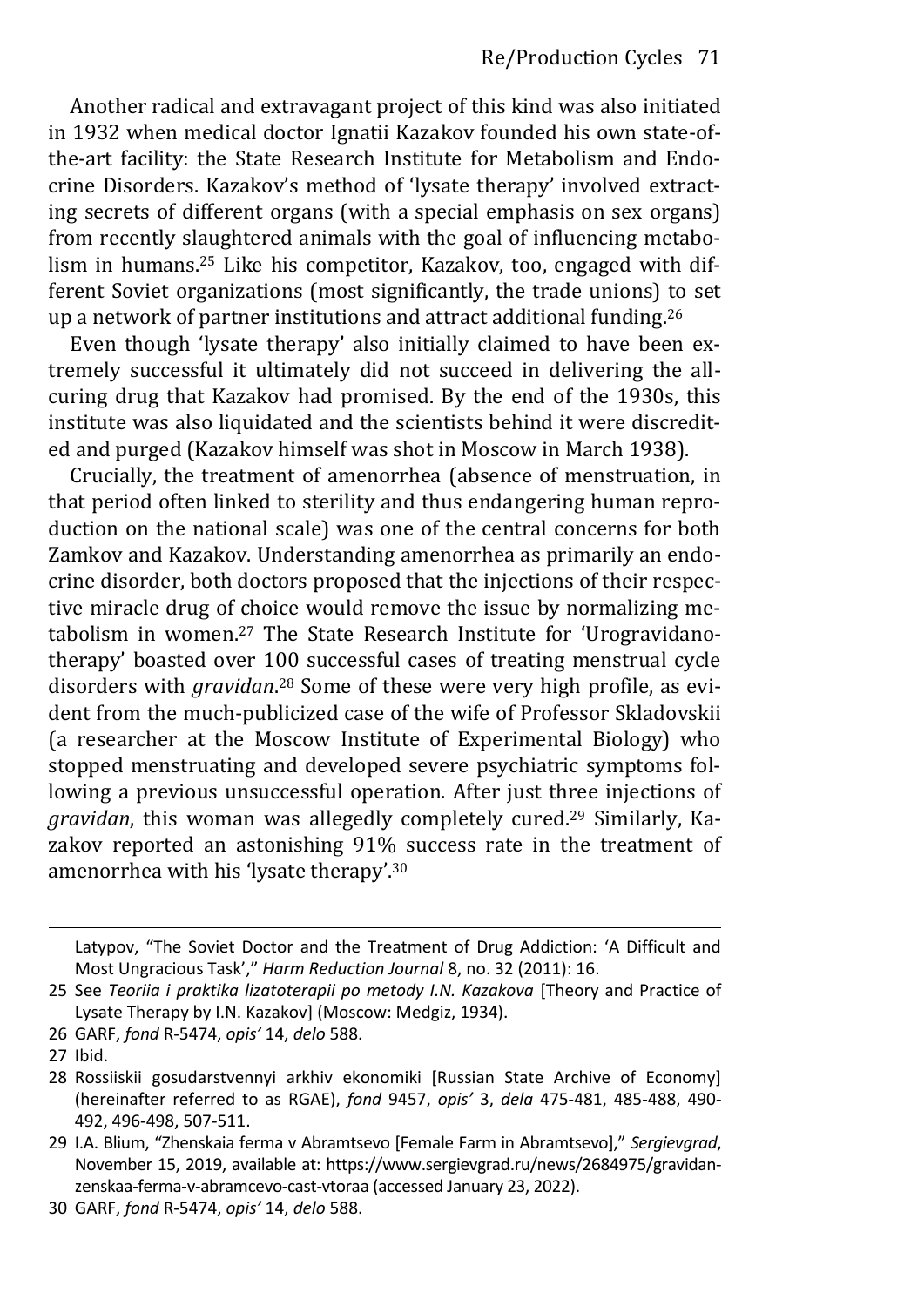Another radical and extravagant project of this kind was also initiated in 1932 when medical doctor Ignatii Kazakov founded his own state-of-the-art facility: the State Research Institute for Metabolism and Endocrine Disorders. Kazakov's method of 'lysate therapy' involved extracting secrets of different organs (with a special emphasis on sex organs) from recently slaughtered animals with the goal of influencing metabolism in humans.[25] Like his competitor, Kazakov, too, engaged with different Soviet organizations (most significantly, the trade unions) to set up a network of partner institutions and attract additional funding.[26]

Even though 'lysate therapy' also initially claimed to have been extremely successful it ultimately did not succeed in delivering the all-curing drug that Kazakov had promised. By the end of the 1930s, this institute was also liquidated and the scientists behind it were discredited and purged (Kazakov himself was shot in Moscow in March 1938).

Crucially, the treatment of amenorrhea (absence of menstruation, in that period often linked to sterility and thus endangering human reproduction on the national scale) was one of the central concerns for both Zamkov and Kazakov. Understanding amenorrhea as primarily an endocrine disorder, both doctors proposed that the injections of their respective miracle drug of choice would remove the issue by normalizing metabolism in women.[27] The State Research Institute for 'Urogravidanotherapy' boasted over 100 successful cases of treating menstrual cycle disorders with *gravidan*.[28] Some of these were very high profile, as evident from the much-publicized case of the wife of Professor Skladovskii (a researcher at the Moscow Institute of Experimental Biology) who stopped menstruating and developed severe psychiatric symptoms following a previous unsuccessful operation. After just three injections of *gravidan*, this woman was allegedly completely cured.[29] Similarly, Kazakov reported an astonishing 91% success rate in the treatment of amenorrhea with his 'lysate therapy'.[30]

---

Latypov, "The Soviet Doctor and the Treatment of Drug Addiction: 'A Difficult and Most Ungracious Task'," *Harm Reduction Journal* 8, no. 32 (2011): 16.

25 See *Teoriia i praktika lizatoterapii po metody I.N. Kazakova* [Theory and Practice of Lysate Therapy by I.N. Kazakov] (Moscow: Medgiz, 1934).

26 GARF, *fond* R-5474, *opis'* 14, *delo* 588.

27 Ibid.

28 Rossiiskii gosudarstvennyi arkhiv ekonomiki [Russian State Archive of Economy] (hereinafter referred to as RGAE), *fond* 9457, *opis'* 3, *dela* 475-481, 485-488, 490-492, 496-498, 507-511.

29 I.A. Blium, "Zhenskaia ferma v Abramtsevo [Female Farm in Abramtsevo]," *Sergievgrad*, November 15, 2019, available at: https://www.sergievgrad.ru/news/2684975/gravidan-zenskaa-ferma-v-abramcevo-cast-vtoraa (accessed January 23, 2022).

30 GARF, *fond* R-5474, *opis'* 14, *delo* 588.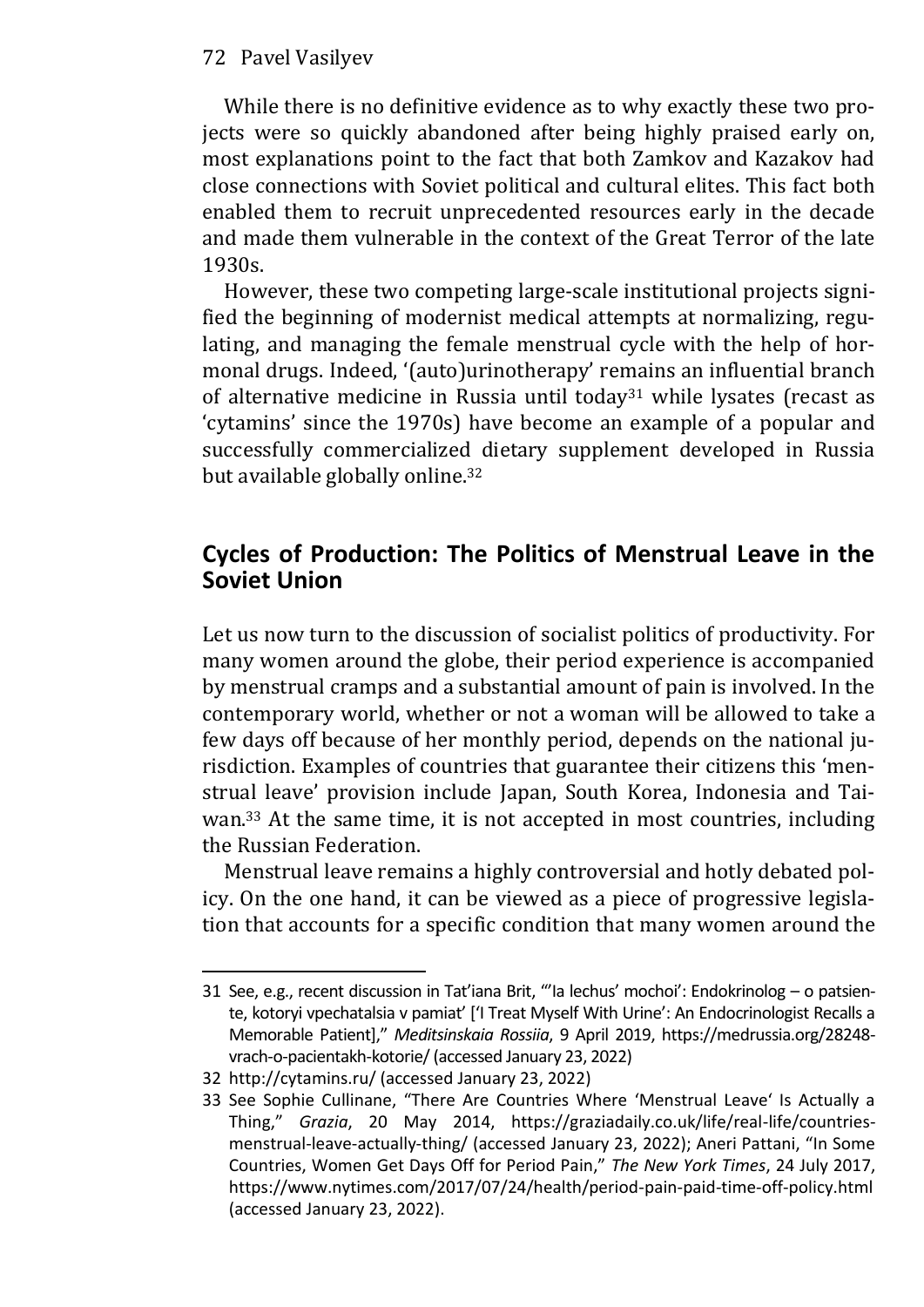While there is no definitive evidence as to why exactly these two projects were so quickly abandoned after being highly praised early on, most explanations point to the fact that both Zamkov and Kazakov had close connections with Soviet political and cultural elites. This fact both enabled them to recruit unprecedented resources early in the decade and made them vulnerable in the context of the Great Terror of the late 1930s.

However, these two competing large-scale institutional projects signified the beginning of modernist medical attempts at normalizing, regulating, and managing the female menstrual cycle with the help of hormonal drugs. Indeed, '(auto)urinotherapy' remains an influential branch of alternative medicine in Russia until today[31] while lysates (recast as 'cytamins' since the 1970s) have become an example of a popular and successfully commercialized dietary supplement developed in Russia but available globally online.[32]

## Cycles of Production: The Politics of Menstrual Leave in the Soviet Union

Let us now turn to the discussion of socialist politics of productivity. For many women around the globe, their period experience is accompanied by menstrual cramps and a substantial amount of pain is involved. In the contemporary world, whether or not a woman will be allowed to take a few days off because of her monthly period, depends on the national jurisdiction. Examples of countries that guarantee their citizens this 'menstrual leave' provision include Japan, South Korea, Indonesia and Taiwan.[33] At the same time, it is not accepted in most countries, including the Russian Federation.

Menstrual leave remains a highly controversial and hotly debated policy. On the one hand, it can be viewed as a piece of progressive legislation that accounts for a specific condition that many women around the

---

31 See, e.g., recent discussion in Tat'iana Brit, "'Ia lechus' mochoi': Endokrinolog – o patsiente, kotoryi vpechatalsia v pamiat' ['I Treat Myself With Urine': An Endocrinologist Recalls a Memorable Patient]," *Meditsinskaia Rossiia*, 9 April 2019, https://medrussia.org/28248-vrach-o-pacientakh-kotorie/ (accessed January 23, 2022)

32 http://cytamins.ru/ (accessed January 23, 2022)

33 See Sophie Cullinane, "There Are Countries Where 'Menstrual Leave' Is Actually a Thing," *Grazia*, 20 May 2014, https://graziadaily.co.uk/life/real-life/countries-menstrual-leave-actually-thing/ (accessed January 23, 2022); Aneri Pattani, "In Some Countries, Women Get Days Off for Period Pain," *The New York Times*, 24 July 2017, https://www.nytimes.com/2017/07/24/health/period-pain-paid-time-off-policy.html (accessed January 23, 2022).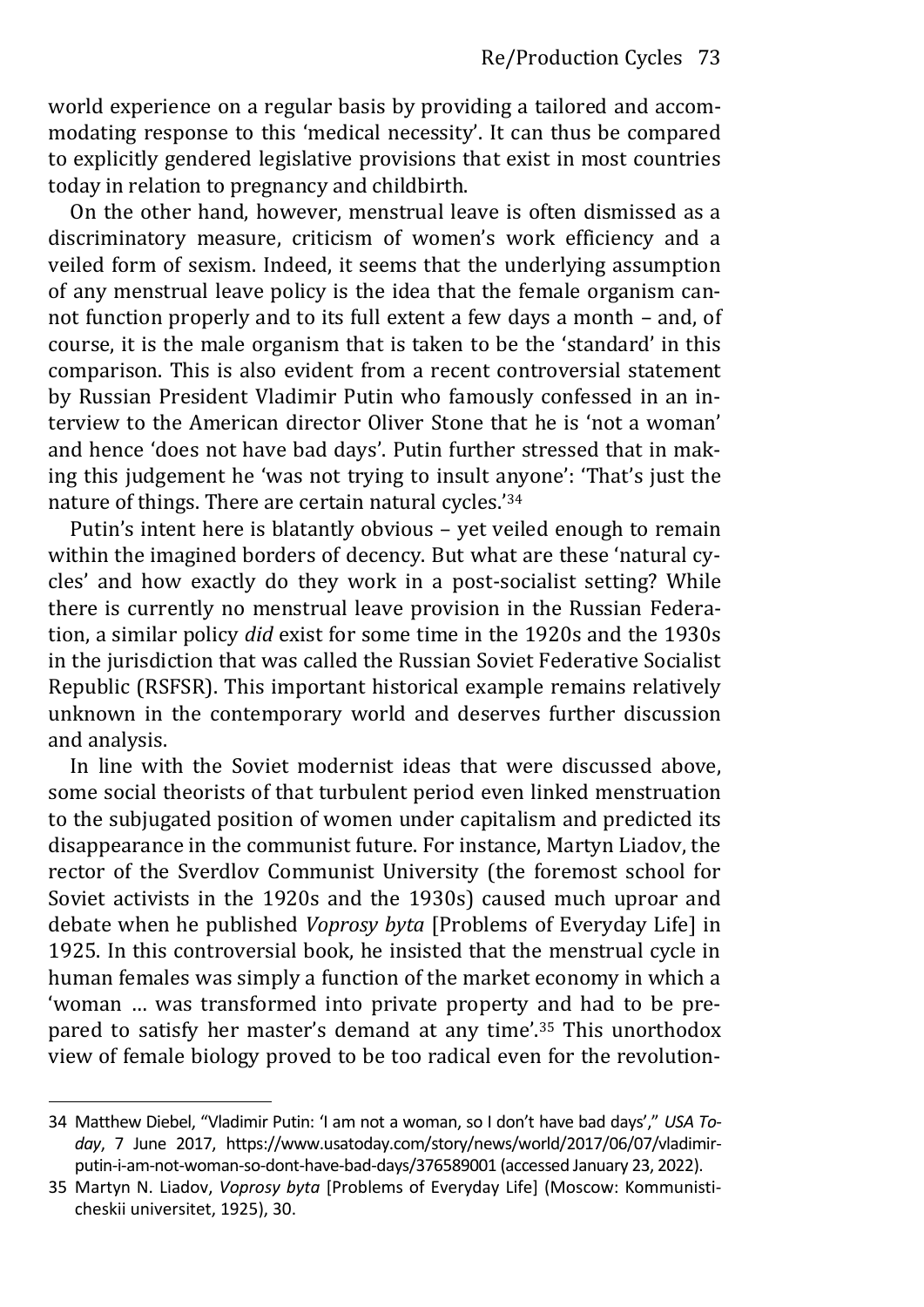world experience on a regular basis by providing a tailored and accommodating response to this 'medical necessity'. It can thus be compared to explicitly gendered legislative provisions that exist in most countries today in relation to pregnancy and childbirth.

On the other hand, however, menstrual leave is often dismissed as a discriminatory measure, criticism of women's work efficiency and a veiled form of sexism. Indeed, it seems that the underlying assumption of any menstrual leave policy is the idea that the female organism cannot function properly and to its full extent a few days a month – and, of course, it is the male organism that is taken to be the 'standard' in this comparison. This is also evident from a recent controversial statement by Russian President Vladimir Putin who famously confessed in an interview to the American director Oliver Stone that he is 'not a woman' and hence 'does not have bad days'. Putin further stressed that in making this judgement he 'was not trying to insult anyone': 'That's just the nature of things. There are certain natural cycles.'[34]

Putin's intent here is blatantly obvious – yet veiled enough to remain within the imagined borders of decency. But what are these 'natural cycles' and how exactly do they work in a post-socialist setting? While there is currently no menstrual leave provision in the Russian Federation, a similar policy *did* exist for some time in the 1920s and the 1930s in the jurisdiction that was called the Russian Soviet Federative Socialist Republic (RSFSR). This important historical example remains relatively unknown in the contemporary world and deserves further discussion and analysis.

In line with the Soviet modernist ideas that were discussed above, some social theorists of that turbulent period even linked menstruation to the subjugated position of women under capitalism and predicted its disappearance in the communist future. For instance, Martyn Liadov, the rector of the Sverdlov Communist University (the foremost school for Soviet activists in the 1920s and the 1930s) caused much uproar and debate when he published *Voprosy byta* [Problems of Everyday Life] in 1925. In this controversial book, he insisted that the menstrual cycle in human females was simply a function of the market economy in which a 'woman … was transformed into private property and had to be prepared to satisfy her master's demand at any time'.[35] This unorthodox view of female biology proved to be too radical even for the revolution-

34 Matthew Diebel, "Vladimir Putin: 'I am not a woman, so I don't have bad days'," *USA Today*, 7 June 2017, https://www.usatoday.com/story/news/world/2017/06/07/vladimir-putin-i-am-not-woman-so-dont-have-bad-days/376589001 (accessed January 23, 2022).

35 Martyn N. Liadov, *Voprosy byta* [Problems of Everyday Life] (Moscow: Kommunisticheskii universitet, 1925), 30.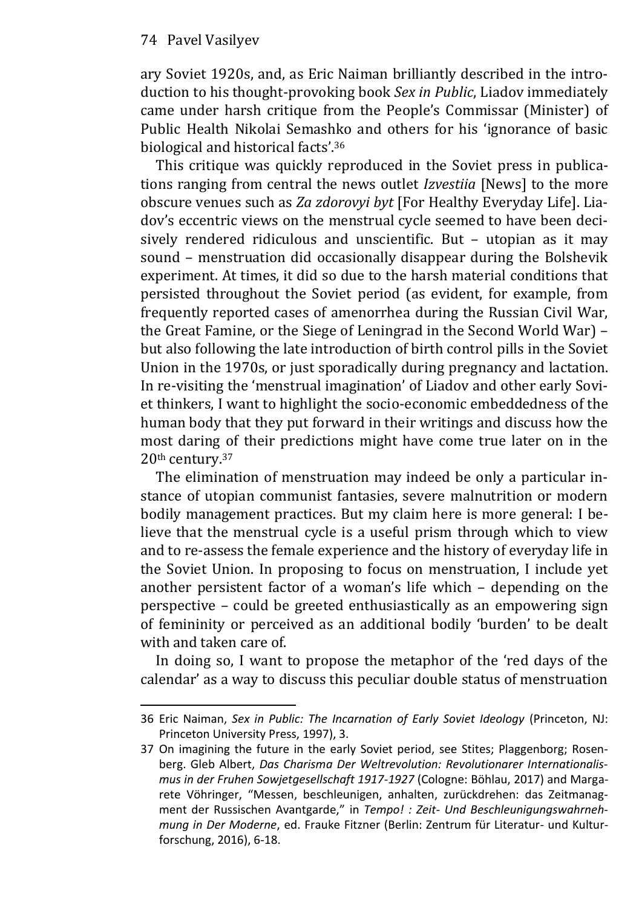ary Soviet 1920s, and, as Eric Naiman brilliantly described in the introduction to his thought-provoking book *Sex in Public*, Liadov immediately came under harsh critique from the People's Commissar (Minister) of Public Health Nikolai Semashko and others for his 'ignorance of basic biological and historical facts'.[36]

This critique was quickly reproduced in the Soviet press in publications ranging from central the news outlet *Izvestiia* [News] to the more obscure venues such as *Za zdorovyi byt* [For Healthy Everyday Life]. Liadov's eccentric views on the menstrual cycle seemed to have been decisively rendered ridiculous and unscientific. But – utopian as it may sound – menstruation did occasionally disappear during the Bolshevik experiment. At times, it did so due to the harsh material conditions that persisted throughout the Soviet period (as evident, for example, from frequently reported cases of amenorrhea during the Russian Civil War, the Great Famine, or the Siege of Leningrad in the Second World War) – but also following the late introduction of birth control pills in the Soviet Union in the 1970s, or just sporadically during pregnancy and lactation. In re-visiting the 'menstrual imagination' of Liadov and other early Soviet thinkers, I want to highlight the socio-economic embeddedness of the human body that they put forward in their writings and discuss how the most daring of their predictions might have come true later on in the 20th century.[37]

The elimination of menstruation may indeed be only a particular instance of utopian communist fantasies, severe malnutrition or modern bodily management practices. But my claim here is more general: I believe that the menstrual cycle is a useful prism through which to view and to re-assess the female experience and the history of everyday life in the Soviet Union. In proposing to focus on menstruation, I include yet another persistent factor of a woman's life which – depending on the perspective – could be greeted enthusiastically as an empowering sign of femininity or perceived as an additional bodily 'burden' to be dealt with and taken care of.

In doing so, I want to propose the metaphor of the 'red days of the calendar' as a way to discuss this peculiar double status of menstruation

---

36 Eric Naiman, *Sex in Public: The Incarnation of Early Soviet Ideology* (Princeton, NJ: Princeton University Press, 1997), 3.

37 On imagining the future in the early Soviet period, see Stites; Plaggenborg; Rosenberg. Gleb Albert, *Das Charisma Der Weltrevolution: Revolutionarer Internationalismus in der Fruhen Sowjetgesellschaft 1917-1927* (Cologne: Böhlau, 2017) and Margarete Vöhringer, "Messen, beschleunigen, anhalten, zurückdrehen: das Zeitmanagment der Russischen Avantgarde," in *Tempo! : Zeit- Und Beschleunigungswahrnehmung in Der Moderne*, ed. Frauke Fitzner (Berlin: Zentrum für Literatur- und Kulturforschung, 2016), 6-18.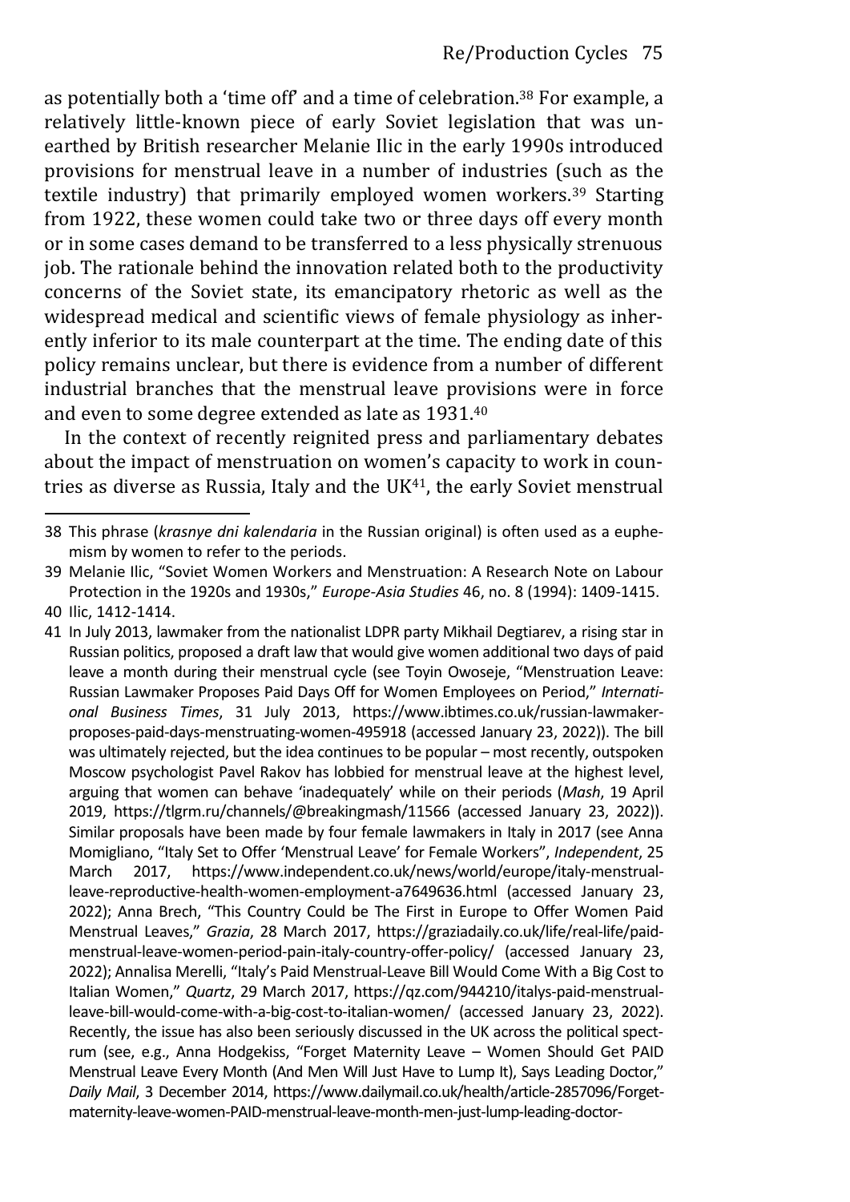as potentially both a 'time off' and a time of celebration.[38] For example, a relatively little-known piece of early Soviet legislation that was unearthed by British researcher Melanie Ilic in the early 1990s introduced provisions for menstrual leave in a number of industries (such as the textile industry) that primarily employed women workers.[39] Starting from 1922, these women could take two or three days off every month or in some cases demand to be transferred to a less physically strenuous job. The rationale behind the innovation related both to the productivity concerns of the Soviet state, its emancipatory rhetoric as well as the widespread medical and scientific views of female physiology as inherently inferior to its male counterpart at the time. The ending date of this policy remains unclear, but there is evidence from a number of different industrial branches that the menstrual leave provisions were in force and even to some degree extended as late as 1931.[40]

In the context of recently reignited press and parliamentary debates about the impact of menstruation on women's capacity to work in countries as diverse as Russia, Italy and the UK[41], the early Soviet menstrual

---

38 This phrase (*krasnye dni kalendaria* in the Russian original) is often used as a euphemism by women to refer to the periods.

39 Melanie Ilic, "Soviet Women Workers and Menstruation: A Research Note on Labour Protection in the 1920s and 1930s," *Europe-Asia Studies* 46, no. 8 (1994): 1409-1415.

40 Ilic, 1412-1414.

41 In July 2013, lawmaker from the nationalist LDPR party Mikhail Degtiarev, a rising star in Russian politics, proposed a draft law that would give women additional two days of paid leave a month during their menstrual cycle (see Toyin Owoseje, "Menstruation Leave: Russian Lawmaker Proposes Paid Days Off for Women Employees on Period," *International Business Times*, 31 July 2013, https://www.ibtimes.co.uk/russian-lawmaker-proposes-paid-days-menstruating-women-495918 (accessed January 23, 2022)). The bill was ultimately rejected, but the idea continues to be popular – most recently, outspoken Moscow psychologist Pavel Rakov has lobbied for menstrual leave at the highest level, arguing that women can behave 'inadequately' while on their periods (*Mash*, 19 April 2019, https://tlgrm.ru/channels/@breakingmash/11566 (accessed January 23, 2022)). Similar proposals have been made by four female lawmakers in Italy in 2017 (see Anna Momigliano, "Italy Set to Offer 'Menstrual Leave' for Female Workers", *Independent*, 25 March 2017, https://www.independent.co.uk/news/world/europe/italy-menstrual-leave-reproductive-health-women-employment-a7649636.html (accessed January 23, 2022); Anna Brech, "This Country Could be The First in Europe to Offer Women Paid Menstrual Leaves," *Grazia*, 28 March 2017, https://graziadaily.co.uk/life/real-life/paid-menstrual-leave-women-period-pain-italy-country-offer-policy/ (accessed January 23, 2022); Annalisa Merelli, "Italy's Paid Menstrual-Leave Bill Would Come With a Big Cost to Italian Women," *Quartz*, 29 March 2017, https://qz.com/944210/italys-paid-menstrual-leave-bill-would-come-with-a-big-cost-to-italian-women/ (accessed January 23, 2022). Recently, the issue has also been seriously discussed in the UK across the political spectrum (see, e.g., Anna Hodgekiss, "Forget Maternity Leave – Women Should Get PAID Menstrual Leave Every Month (And Men Will Just Have to Lump It), Says Leading Doctor," *Daily Mail*, 3 December 2014, https://www.dailymail.co.uk/health/article-2857096/Forget-maternity-leave-women-PAID-menstrual-leave-month-men-just-lump-leading-doctor-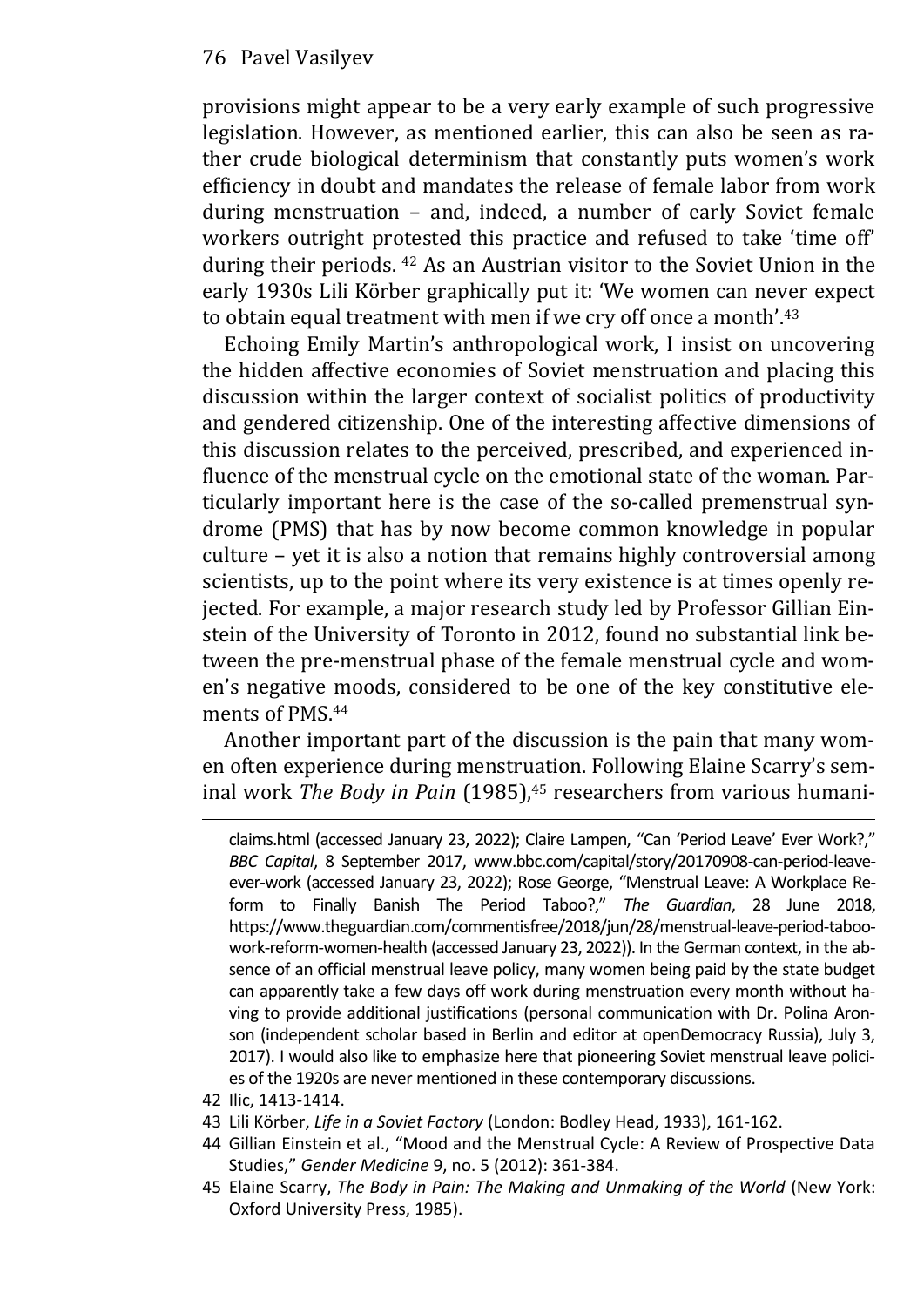provisions might appear to be a very early example of such progressive legislation. However, as mentioned earlier, this can also be seen as rather crude biological determinism that constantly puts women's work efficiency in doubt and mandates the release of female labor from work during menstruation – and, indeed, a number of early Soviet female workers outright protested this practice and refused to take 'time off' during their periods. [42] As an Austrian visitor to the Soviet Union in the early 1930s Lili Körber graphically put it: 'We women can never expect to obtain equal treatment with men if we cry off once a month'.[43]

Echoing Emily Martin's anthropological work, I insist on uncovering the hidden affective economies of Soviet menstruation and placing this discussion within the larger context of socialist politics of productivity and gendered citizenship. One of the interesting affective dimensions of this discussion relates to the perceived, prescribed, and experienced influence of the menstrual cycle on the emotional state of the woman. Particularly important here is the case of the so-called premenstrual syndrome (PMS) that has by now become common knowledge in popular culture – yet it is also a notion that remains highly controversial among scientists, up to the point where its very existence is at times openly rejected. For example, a major research study led by Professor Gillian Einstein of the University of Toronto in 2012, found no substantial link between the pre-menstrual phase of the female menstrual cycle and women's negative moods, considered to be one of the key constitutive elements of PMS.[44]

Another important part of the discussion is the pain that many women often experience during menstruation. Following Elaine Scarry's seminal work *The Body in Pain* (1985),[45] researchers from various humani-

---

claims.html (accessed January 23, 2022); Claire Lampen, "Can 'Period Leave' Ever Work?," *BBC Capital*, 8 September 2017, www.bbc.com/capital/story/20170908-can-period-leave-ever-work (accessed January 23, 2022); Rose George, "Menstrual Leave: A Workplace Reform to Finally Banish The Period Taboo?," *The Guardian*, 28 June 2018, https://www.theguardian.com/commentisfree/2018/jun/28/menstrual-leave-period-taboo-work-reform-women-health (accessed January 23, 2022)). In the German context, in the absence of an official menstrual leave policy, many women being paid by the state budget can apparently take a few days off work during menstruation every month without having to provide additional justifications (personal communication with Dr. Polina Aronson (independent scholar based in Berlin and editor at openDemocracy Russia), July 3, 2017). I would also like to emphasize here that pioneering Soviet menstrual leave policies of the 1920s are never mentioned in these contemporary discussions.

42 Ilic, 1413-1414.

43 Lili Körber, *Life in a Soviet Factory* (London: Bodley Head, 1933), 161-162.

44 Gillian Einstein et al., "Mood and the Menstrual Cycle: A Review of Prospective Data Studies," *Gender Medicine* 9, no. 5 (2012): 361-384.

45 Elaine Scarry, *The Body in Pain: The Making and Unmaking of the World* (New York: Oxford University Press, 1985).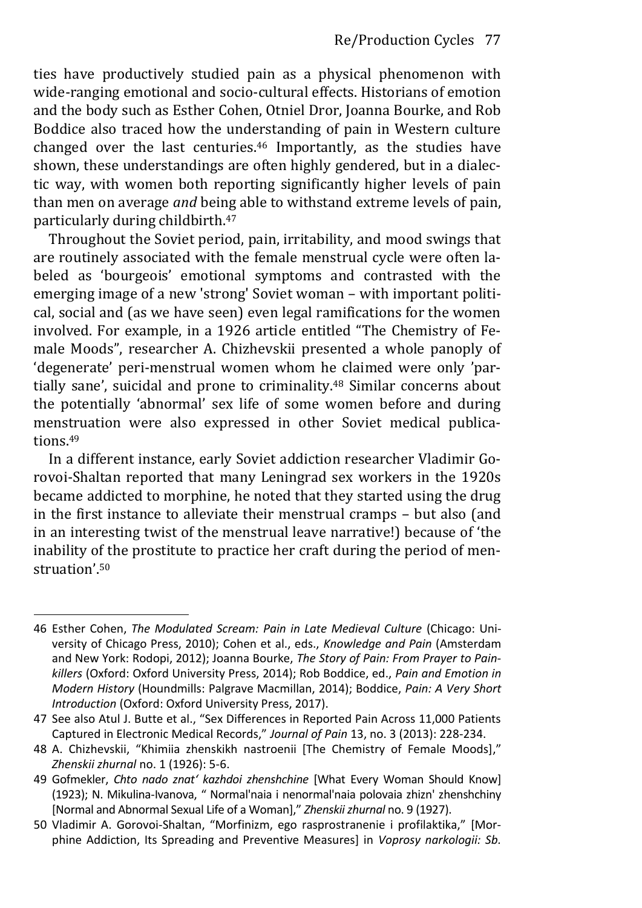ties have productively studied pain as a physical phenomenon with wide-ranging emotional and socio-cultural effects. Historians of emotion and the body such as Esther Cohen, Otniel Dror, Joanna Bourke, and Rob Boddice also traced how the understanding of pain in Western culture changed over the last centuries.[46] Importantly, as the studies have shown, these understandings are often highly gendered, but in a dialectic way, with women both reporting significantly higher levels of pain than men on average *and* being able to withstand extreme levels of pain, particularly during childbirth.[47]

Throughout the Soviet period, pain, irritability, and mood swings that are routinely associated with the female menstrual cycle were often labeled as 'bourgeois' emotional symptoms and contrasted with the emerging image of a new 'strong' Soviet woman – with important political, social and (as we have seen) even legal ramifications for the women involved. For example, in a 1926 article entitled "The Chemistry of Female Moods", researcher A. Chizhevskii presented a whole panoply of 'degenerate' peri-menstrual women whom he claimed were only 'partially sane', suicidal and prone to criminality.[48] Similar concerns about the potentially 'abnormal' sex life of some women before and during menstruation were also expressed in other Soviet medical publications.[49]

In a different instance, early Soviet addiction researcher Vladimir Gorovoi-Shaltan reported that many Leningrad sex workers in the 1920s became addicted to morphine, he noted that they started using the drug in the first instance to alleviate their menstrual cramps – but also (and in an interesting twist of the menstrual leave narrative!) because of 'the inability of the prostitute to practice her craft during the period of menstruation'.[50]

---

46 Esther Cohen, *The Modulated Scream: Pain in Late Medieval Culture* (Chicago: University of Chicago Press, 2010); Cohen et al., eds., *Knowledge and Pain* (Amsterdam and New York: Rodopi, 2012); Joanna Bourke, *The Story of Pain: From Prayer to Painkillers* (Oxford: Oxford University Press, 2014); Rob Boddice, ed., *Pain and Emotion in Modern History* (Houndmills: Palgrave Macmillan, 2014); Boddice, *Pain: A Very Short Introduction* (Oxford: Oxford University Press, 2017).

47 See also Atul J. Butte et al., "Sex Differences in Reported Pain Across 11,000 Patients Captured in Electronic Medical Records," *Journal of Pain* 13, no. 3 (2013): 228-234.

48 A. Chizhevskii, "Khimiia zhenskikh nastroenii [The Chemistry of Female Moods]," *Zhenskii zhurnal* no. 1 (1926): 5-6.

49 Gofmekler, *Chto nado znat' kazhdoi zhenshchine* [What Every Woman Should Know] (1923); N. Mikulina-Ivanova, " Normal'naia i nenormal'naia polovaia zhizn' zhenshchiny [Normal and Abnormal Sexual Life of a Woman]," *Zhenskii zhurnal* no. 9 (1927).

50 Vladimir A. Gorovoi-Shaltan, "Morfinizm, ego rasprostranenie i profilaktika," [Morphine Addiction, Its Spreading and Preventive Measures] in *Voprosy narkologii: Sb.*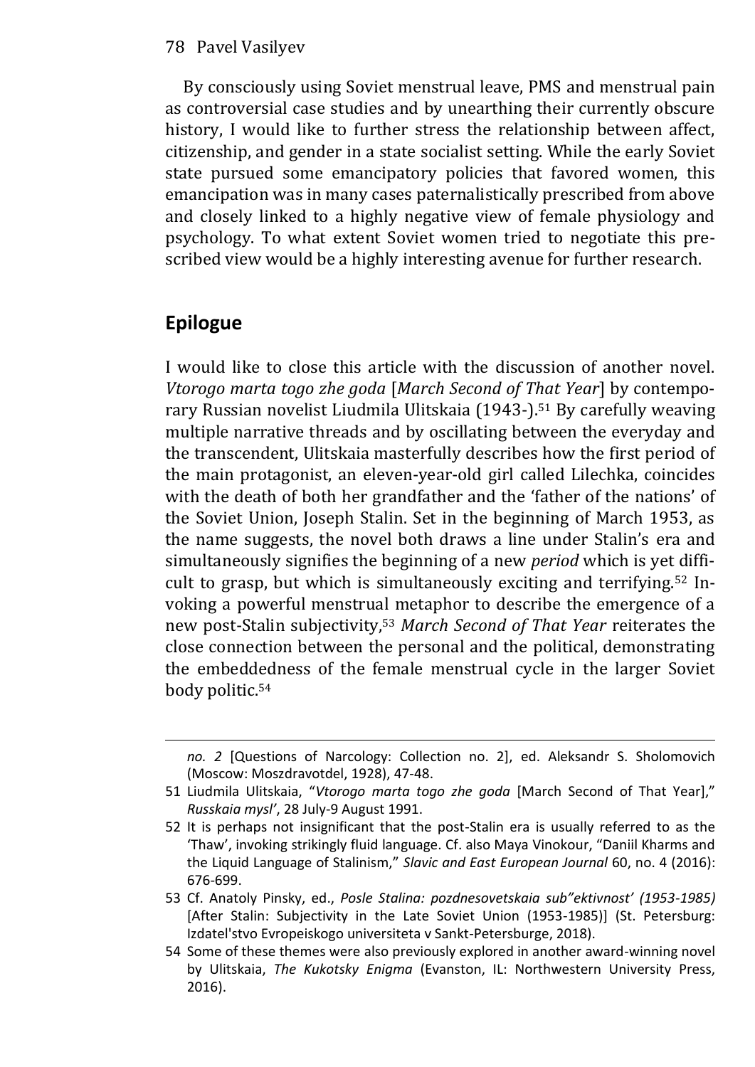By consciously using Soviet menstrual leave, PMS and menstrual pain as controversial case studies and by unearthing their currently obscure history, I would like to further stress the relationship between affect, citizenship, and gender in a state socialist setting. While the early Soviet state pursued some emancipatory policies that favored women, this emancipation was in many cases paternalistically prescribed from above and closely linked to a highly negative view of female physiology and psychology. To what extent Soviet women tried to negotiate this prescribed view would be a highly interesting avenue for further research.

## Epilogue

I would like to close this article with the discussion of another novel. *Vtorogo marta togo zhe goda* [*March Second of That Year*] by contemporary Russian novelist Liudmila Ulitskaia (1943-).[51] By carefully weaving multiple narrative threads and by oscillating between the everyday and the transcendent, Ulitskaia masterfully describes how the first period of the main protagonist, an eleven-year-old girl called Lilechka, coincides with the death of both her grandfather and the 'father of the nations' of the Soviet Union, Joseph Stalin. Set in the beginning of March 1953, as the name suggests, the novel both draws a line under Stalin's era and simultaneously signifies the beginning of a new *period* which is yet difficult to grasp, but which is simultaneously exciting and terrifying.[52] Invoking a powerful menstrual metaphor to describe the emergence of a new post-Stalin subjectivity,[53] *March Second of That Year* reiterates the close connection between the personal and the political, demonstrating the embeddedness of the female menstrual cycle in the larger Soviet body politic.[54]

---

*no. 2* [Questions of Narcology: Collection no. 2], ed. Aleksandr S. Sholomovich (Moscow: Moszdravotdel, 1928), 47-48.

51 Liudmila Ulitskaia, "*Vtorogo marta togo zhe goda* [March Second of That Year]," *Russkaia mysl'*, 28 July-9 August 1991.

52 It is perhaps not insignificant that the post-Stalin era is usually referred to as the 'Thaw', invoking strikingly fluid language. Cf. also Maya Vinokour, "Daniil Kharms and the Liquid Language of Stalinism," *Slavic and East European Journal* 60, no. 4 (2016): 676-699.

53 Cf. Anatoly Pinsky, ed., *Posle Stalina: pozdnesovetskaia sub"ektivnost' (1953-1985)* [After Stalin: Subjectivity in the Late Soviet Union (1953-1985)] (St. Petersburg: Izdatel'stvo Evropeiskogo universiteta v Sankt-Petersburge, 2018).

54 Some of these themes were also previously explored in another award-winning novel by Ulitskaia, *The Kukotsky Enigma* (Evanston, IL: Northwestern University Press, 2016).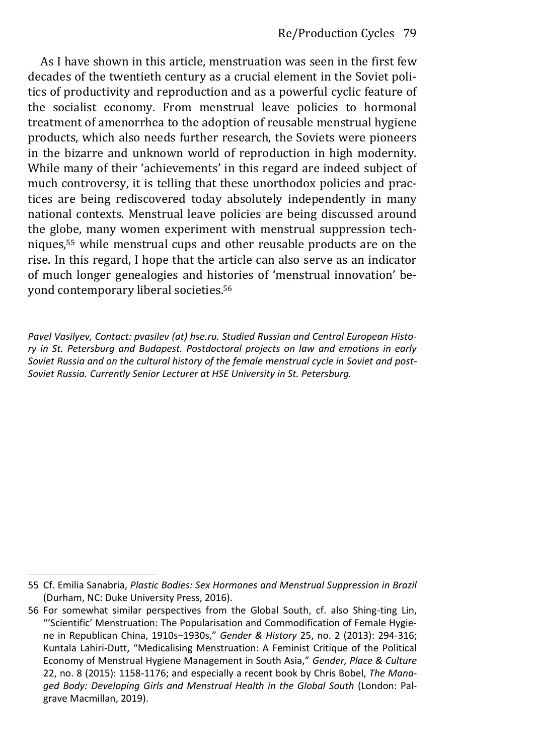As I have shown in this article, menstruation was seen in the first few decades of the twentieth century as a crucial element in the Soviet politics of productivity and reproduction and as a powerful cyclic feature of the socialist economy. From menstrual leave policies to hormonal treatment of amenorrhea to the adoption of reusable menstrual hygiene products, which also needs further research, the Soviets were pioneers in the bizarre and unknown world of reproduction in high modernity. While many of their 'achievements' in this regard are indeed subject of much controversy, it is telling that these unorthodox policies and practices are being rediscovered today absolutely independently in many national contexts. Menstrual leave policies are being discussed around the globe, many women experiment with menstrual suppression techniques,[55] while menstrual cups and other reusable products are on the rise. In this regard, I hope that the article can also serve as an indicator of much longer genealogies and histories of 'menstrual innovation' beyond contemporary liberal societies.[56]

*Pavel Vasilyev, Contact: pvasilev (at) hse.ru. Studied Russian and Central European History in St. Petersburg and Budapest. Postdoctoral projects on law and emotions in early Soviet Russia and on the cultural history of the female menstrual cycle in Soviet and post-Soviet Russia. Currently Senior Lecturer at HSE University in St. Petersburg.*

---

55 Cf. Emilia Sanabria, *Plastic Bodies: Sex Hormones and Menstrual Suppression in Brazil* (Durham, NC: Duke University Press, 2016).

56 For somewhat similar perspectives from the Global South, cf. also Shing-ting Lin, "'Scientific' Menstruation: The Popularisation and Commodification of Female Hygiene in Republican China, 1910s–1930s," *Gender & History* 25, no. 2 (2013): 294-316; Kuntala Lahiri-Dutt, "Medicalising Menstruation: A Feminist Critique of the Political Economy of Menstrual Hygiene Management in South Asia," *Gender, Place & Culture* 22, no. 8 (2015): 1158-1176; and especially a recent book by Chris Bobel, *The Managed Body: Developing Girls and Menstrual Health in the Global South* (London: Palgrave Macmillan, 2019).